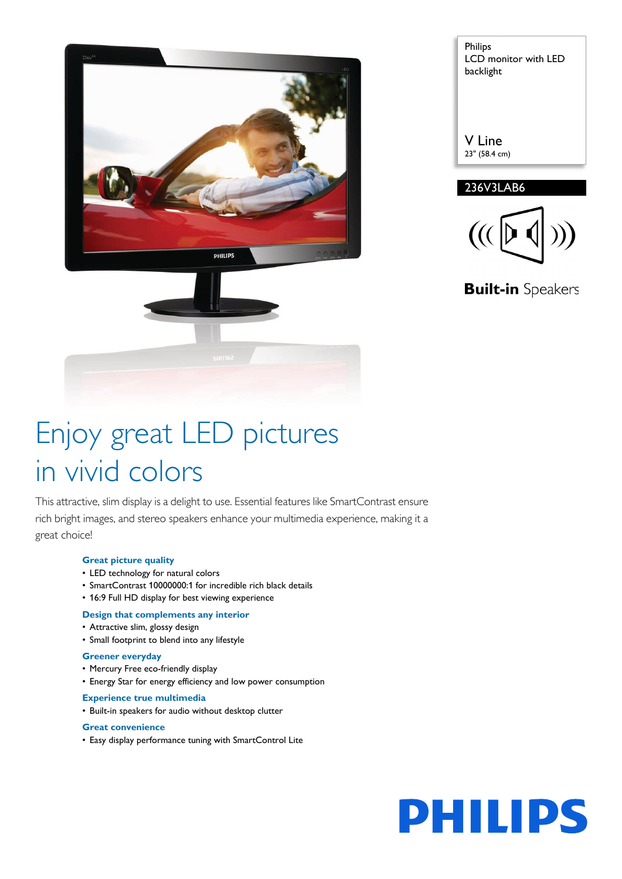Philips
LCD monitor with LED backlight

V Line
23" (58.4 cm)

236V3LAB6

**Built-in** Speakers

# Enjoy great LED pictures in vivid colors

This attractive, slim display is a delight to use. Essential features like SmartContrast ensure rich bright images, and stereo speakers enhance your multimedia experience, making it a great choice!

### Great picture quality

- LED technology for natural colors
- SmartContrast 10000000:1 for incredible rich black details
- 16:9 Full HD display for best viewing experience

### Design that complements any interior

- Attractive slim, glossy design
- Small footprint to blend into any lifestyle

### Greener everyday

- Mercury Free eco-friendly display
- Energy Star for energy efficiency and low power consumption

### Experience true multimedia

- Built-in speakers for audio without desktop clutter

### Great convenience

- Easy display performance tuning with SmartControl Lite

PHILIPS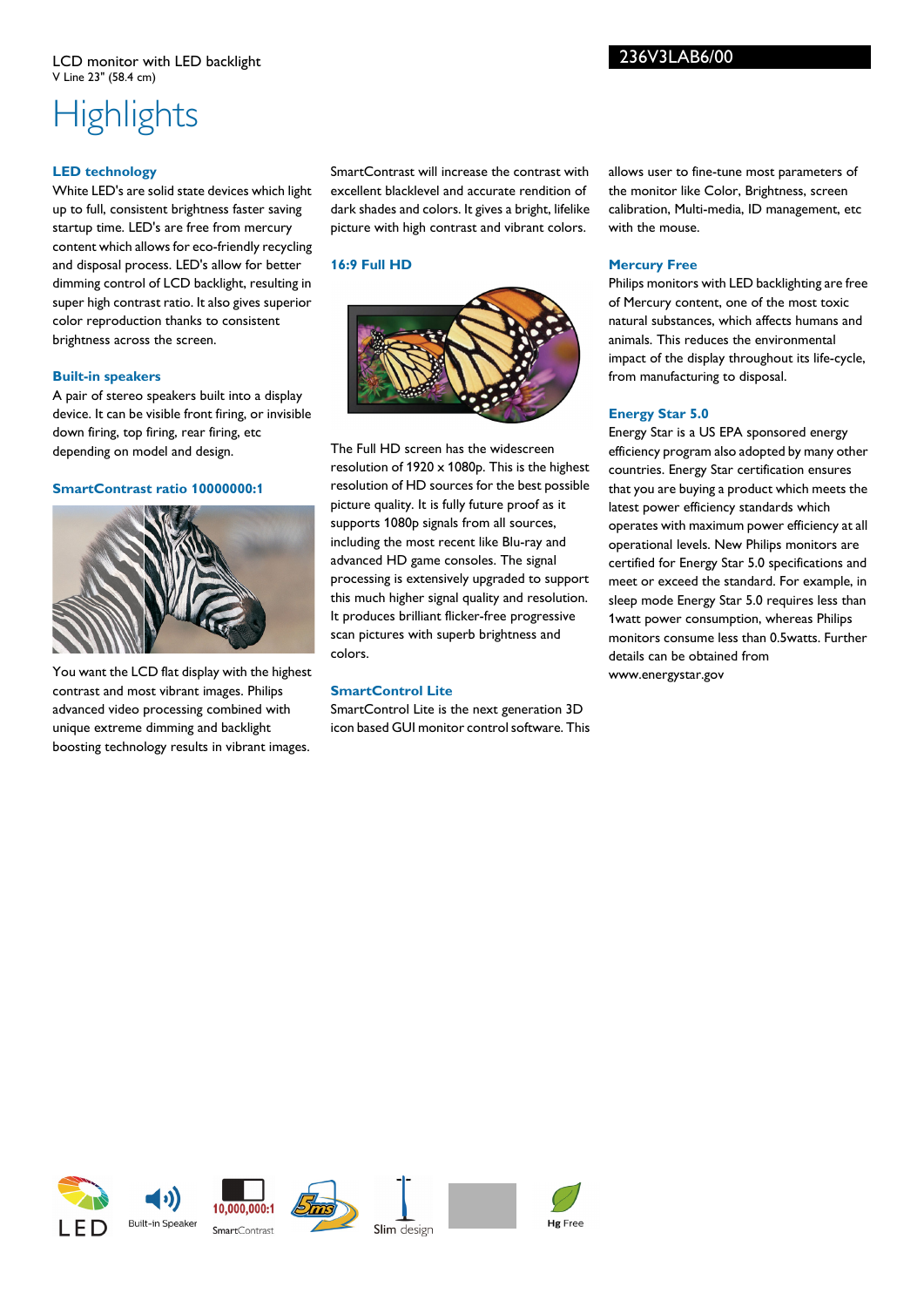LCD monitor with LED backlight
V Line 23" (58.4 cm)

236V3LAB6/00

# Highlights

### LED technology

White LED's are solid state devices which light up to full, consistent brightness faster saving startup time. LED's are free from mercury content which allows for eco-friendly recycling and disposal process. LED's allow for better dimming control of LCD backlight, resulting in super high contrast ratio. It also gives superior color reproduction thanks to consistent brightness across the screen.

### Built-in speakers

A pair of stereo speakers built into a display device. It can be visible front firing, or invisible down firing, top firing, rear firing, etc depending on model and design.

### SmartContrast ratio 10000000:1

You want the LCD flat display with the highest contrast and most vibrant images. Philips advanced video processing combined with unique extreme dimming and backlight boosting technology results in vibrant images. SmartContrast will increase the contrast with excellent blacklevel and accurate rendition of dark shades and colors. It gives a bright, lifelike picture with high contrast and vibrant colors.

### 16:9 Full HD

The Full HD screen has the widescreen resolution of 1920 x 1080p. This is the highest resolution of HD sources for the best possible picture quality. It is fully future proof as it supports 1080p signals from all sources, including the most recent like Blu-ray and advanced HD game consoles. The signal processing is extensively upgraded to support this much higher signal quality and resolution. It produces brilliant flicker-free progressive scan pictures with superb brightness and colors.

### SmartControl Lite

SmartControl Lite is the next generation 3D icon based GUI monitor control software. This allows user to fine-tune most parameters of the monitor like Color, Brightness, screen calibration, Multi-media, ID management, etc with the mouse.

### Mercury Free

Philips monitors with LED backlighting are free of Mercury content, one of the most toxic natural substances, which affects humans and animals. This reduces the environmental impact of the display throughout its life-cycle, from manufacturing to disposal.

### Energy Star 5.0

Energy Star is a US EPA sponsored energy efficiency program also adopted by many other countries. Energy Star certification ensures that you are buying a product which meets the latest power efficiency standards which operates with maximum power efficiency at all operational levels. New Philips monitors are certified for Energy Star 5.0 specifications and meet or exceed the standard. For example, in sleep mode Energy Star 5.0 requires less than 1watt power consumption, whereas Philips monitors consume less than 0.5watts. Further details can be obtained from www.energystar.gov

LED | Built-in Speaker | 10,000,000:1 SmartContrast | 5ms | Slim design | Hg Free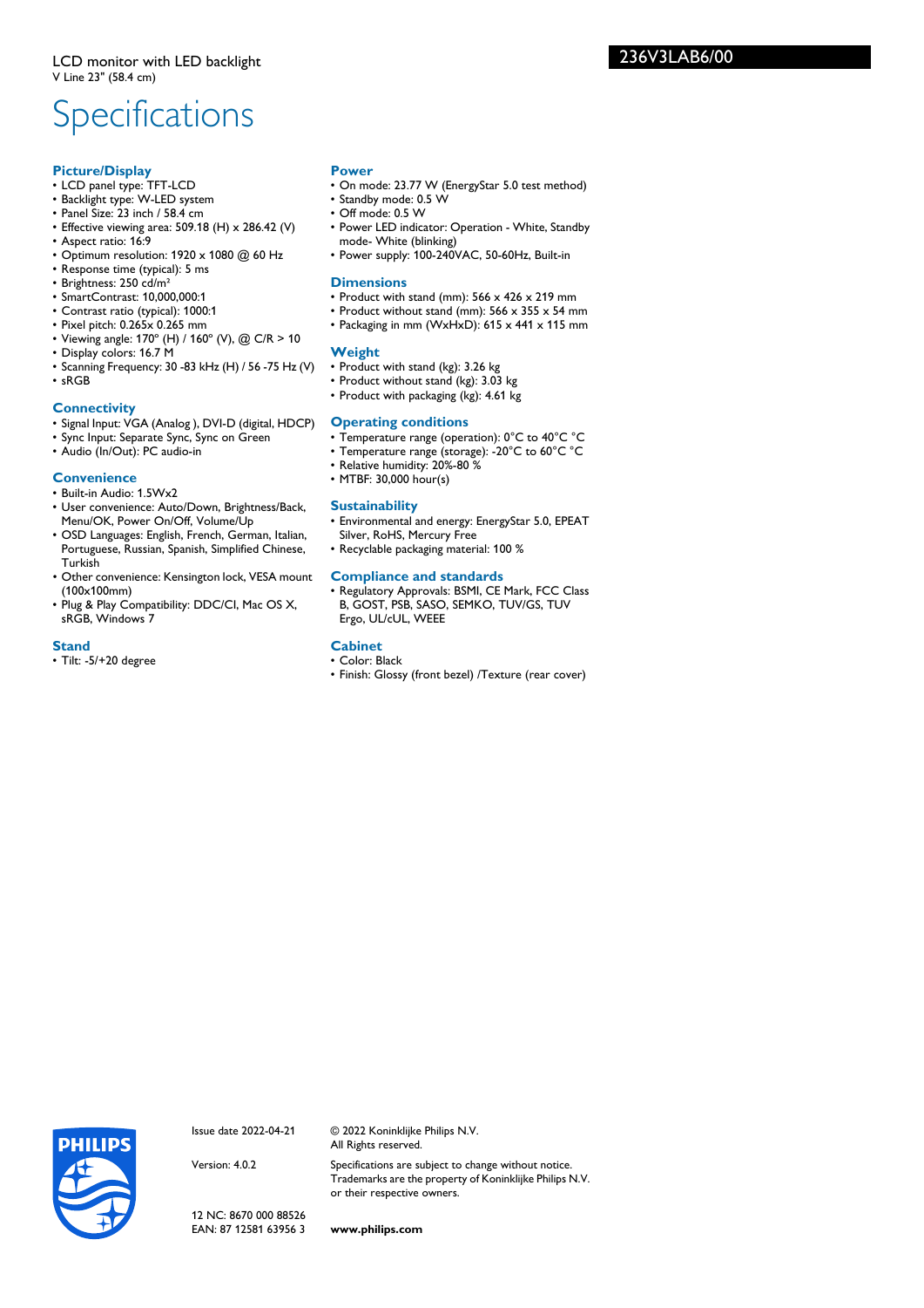LCD monitor with LED backlight
V Line 23" (58.4 cm)

236V3LAB6/00

# Specifications

### Picture/Display

- LCD panel type: TFT-LCD
- Backlight type: W-LED system
- Panel Size: 23 inch / 58.4 cm
- Effective viewing area: 509.18 (H) x 286.42 (V)
- Aspect ratio: 16:9
- Optimum resolution: 1920 x 1080 @ 60 Hz
- Response time (typical): 5 ms
- Brightness: 250 cd/m²
- SmartContrast: 10,000,000:1
- Contrast ratio (typical): 1000:1
- Pixel pitch: 0.265x 0.265 mm
- Viewing angle: 170º (H) / 160º (V), @ C/R > 10
- Display colors: 16.7 M
- Scanning Frequency: 30 -83 kHz (H) / 56 -75 Hz (V)
- sRGB

### Connectivity

- Signal Input: VGA (Analog ), DVI-D (digital, HDCP)
- Sync Input: Separate Sync, Sync on Green
- Audio (In/Out): PC audio-in

### Convenience

- Built-in Audio: 1.5Wx2
- User convenience: Auto/Down, Brightness/Back, Menu/OK, Power On/Off, Volume/Up
- OSD Languages: English, French, German, Italian, Portuguese, Russian, Spanish, Simplified Chinese, Turkish
- Other convenience: Kensington lock, VESA mount (100x100mm)
- Plug & Play Compatibility: DDC/CI, Mac OS X, sRGB, Windows 7

### Stand

- Tilt: -5/+20 degree

### Power

- On mode: 23.77 W (EnergyStar 5.0 test method)
- Standby mode: 0.5 W
- Off mode: 0.5 W
- Power LED indicator: Operation - White, Standby mode- White (blinking)
- Power supply: 100-240VAC, 50-60Hz, Built-in

### Dimensions

- Product with stand (mm): 566 x 426 x 219 mm
- Product without stand (mm): 566 x 355 x 54 mm
- Packaging in mm (WxHxD): 615 x 441 x 115 mm

### Weight

- Product with stand (kg): 3.26 kg
- Product without stand (kg): 3.03 kg
- Product with packaging (kg): 4.61 kg

### Operating conditions

- Temperature range (operation): 0°C to 40°C °C
- Temperature range (storage): -20°C to 60°C °C
- Relative humidity: 20%-80 %
- MTBF: 30,000 hour(s)

### Sustainability

- Environmental and energy: EnergyStar 5.0, EPEAT Silver, RoHS, Mercury Free
- Recyclable packaging material: 100 %

### Compliance and standards

- Regulatory Approvals: BSMI, CE Mark, FCC Class B, GOST, PSB, SASO, SEMKO, TUV/GS, TUV Ergo, UL/cUL, WEEE

### Cabinet

- Color: Black
- Finish: Glossy (front bezel) /Texture (rear cover)

Issue date 2022-04-21

Version: 4.0.2

12 NC: 8670 000 88526
EAN: 87 12581 63956 3

© 2022 Koninklijke Philips N.V.
All Rights reserved.

Specifications are subject to change without notice. Trademarks are the property of Koninklijke Philips N.V. or their respective owners.

**www.philips.com**